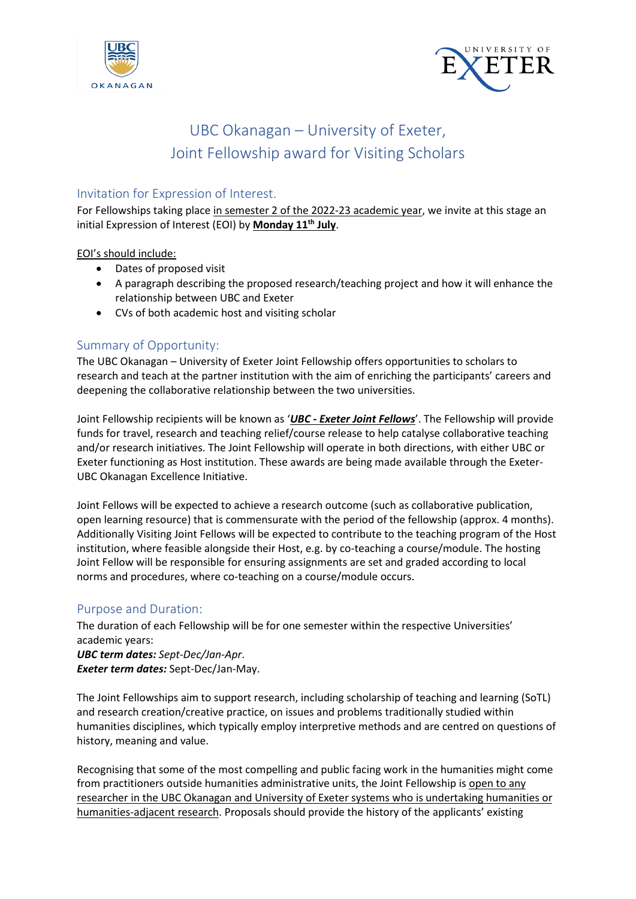UBC OKANAGAN

UNIVERSITY OF EXETER

# UBC Okanagan – University of Exeter, Joint Fellowship award for Visiting Scholars

## Invitation for Expression of Interest.

For Fellowships taking place in semester 2 of the 2022-23 academic year, we invite at this stage an initial Expression of Interest (EOI) by **Monday 11th July**.

EOI's should include:

- Dates of proposed visit
- A paragraph describing the proposed research/teaching project and how it will enhance the relationship between UBC and Exeter
- CVs of both academic host and visiting scholar

## Summary of Opportunity:

The UBC Okanagan – University of Exeter Joint Fellowship offers opportunities to scholars to research and teach at the partner institution with the aim of enriching the participants' careers and deepening the collaborative relationship between the two universities.

Joint Fellowship recipients will be known as '***UBC - Exeter Joint Fellows***'. The Fellowship will provide funds for travel, research and teaching relief/course release to help catalyse collaborative teaching and/or research initiatives. The Joint Fellowship will operate in both directions, with either UBC or Exeter functioning as Host institution. These awards are being made available through the Exeter-UBC Okanagan Excellence Initiative.

Joint Fellows will be expected to achieve a research outcome (such as collaborative publication, open learning resource) that is commensurate with the period of the fellowship (approx. 4 months). Additionally Visiting Joint Fellows will be expected to contribute to the teaching program of the Host institution, where feasible alongside their Host, e.g. by co-teaching a course/module. The hosting Joint Fellow will be responsible for ensuring assignments are set and graded according to local norms and procedures, where co-teaching on a course/module occurs.

## Purpose and Duration:

The duration of each Fellowship will be for one semester within the respective Universities' academic years:
***UBC term dates:*** *Sept-Dec/Jan-Apr*.
***Exeter term dates:*** Sept-Dec/Jan-May.

The Joint Fellowships aim to support research, including scholarship of teaching and learning (SoTL) and research creation/creative practice, on issues and problems traditionally studied within humanities disciplines, which typically employ interpretive methods and are centred on questions of history, meaning and value.

Recognising that some of the most compelling and public facing work in the humanities might come from practitioners outside humanities administrative units, the Joint Fellowship is open to any researcher in the UBC Okanagan and University of Exeter systems who is undertaking humanities or humanities-adjacent research. Proposals should provide the history of the applicants' existing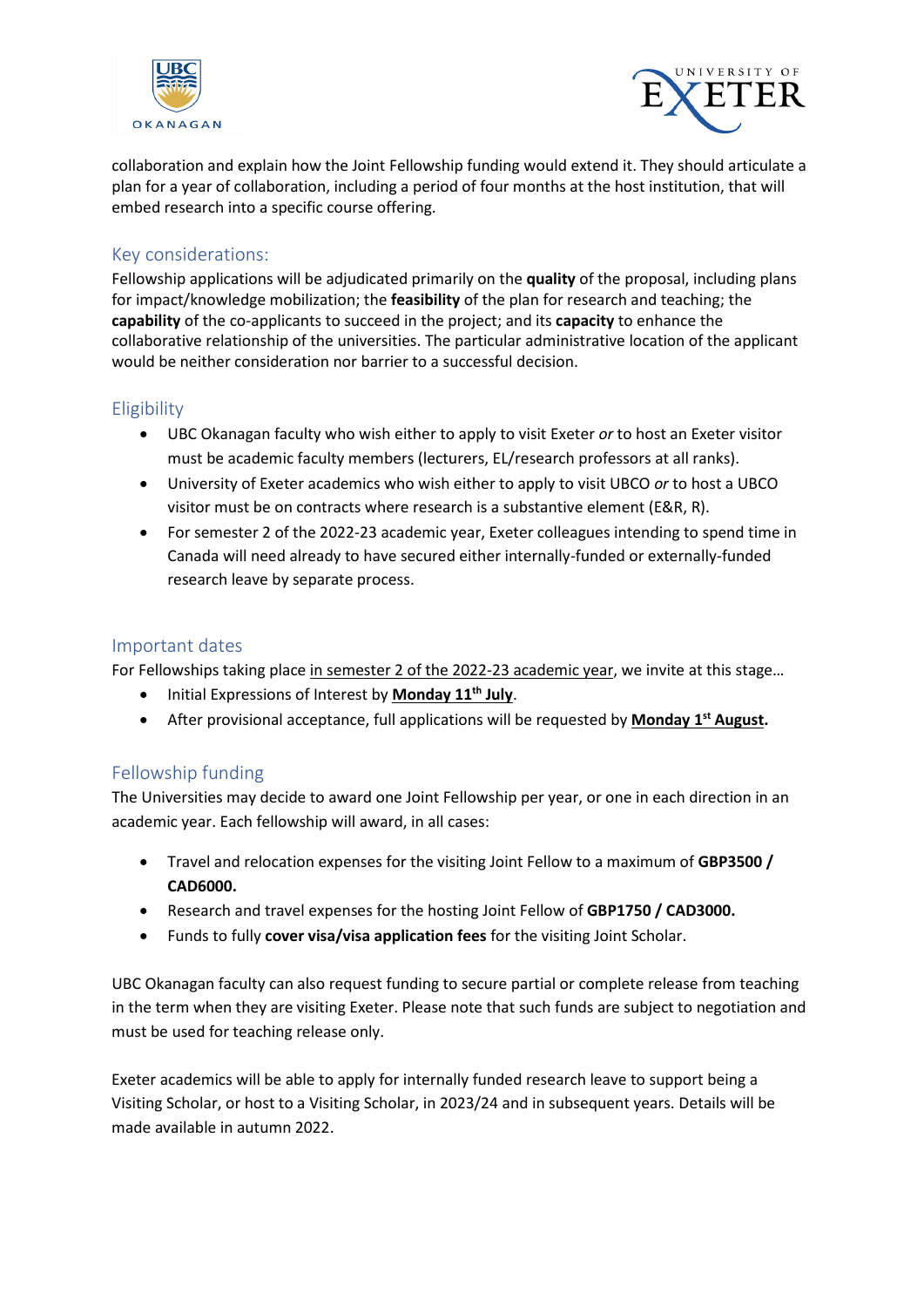collaboration and explain how the Joint Fellowship funding would extend it. They should articulate a plan for a year of collaboration, including a period of four months at the host institution, that will embed research into a specific course offering.

## Key considerations:

Fellowship applications will be adjudicated primarily on the **quality** of the proposal, including plans for impact/knowledge mobilization; the **feasibility** of the plan for research and teaching; the **capability** of the co-applicants to succeed in the project; and its **capacity** to enhance the collaborative relationship of the universities. The particular administrative location of the applicant would be neither consideration nor barrier to a successful decision.

## Eligibility

- UBC Okanagan faculty who wish either to apply to visit Exeter *or* to host an Exeter visitor must be academic faculty members (lecturers, EL/research professors at all ranks).
- University of Exeter academics who wish either to apply to visit UBCO *or* to host a UBCO visitor must be on contracts where research is a substantive element (E&R, R).
- For semester 2 of the 2022-23 academic year, Exeter colleagues intending to spend time in Canada will need already to have secured either internally-funded or externally-funded research leave by separate process.

## Important dates

For Fellowships taking place in semester 2 of the 2022-23 academic year, we invite at this stage…

- Initial Expressions of Interest by **Monday 11th July**.
- After provisional acceptance, full applications will be requested by **Monday 1st August.**

## Fellowship funding

The Universities may decide to award one Joint Fellowship per year, or one in each direction in an academic year. Each fellowship will award, in all cases:

- Travel and relocation expenses for the visiting Joint Fellow to a maximum of **GBP3500 / CAD6000.**
- Research and travel expenses for the hosting Joint Fellow of **GBP1750 / CAD3000.**
- Funds to fully **cover visa/visa application fees** for the visiting Joint Scholar.

UBC Okanagan faculty can also request funding to secure partial or complete release from teaching in the term when they are visiting Exeter. Please note that such funds are subject to negotiation and must be used for teaching release only.

Exeter academics will be able to apply for internally funded research leave to support being a Visiting Scholar, or host to a Visiting Scholar, in 2023/24 and in subsequent years. Details will be made available in autumn 2022.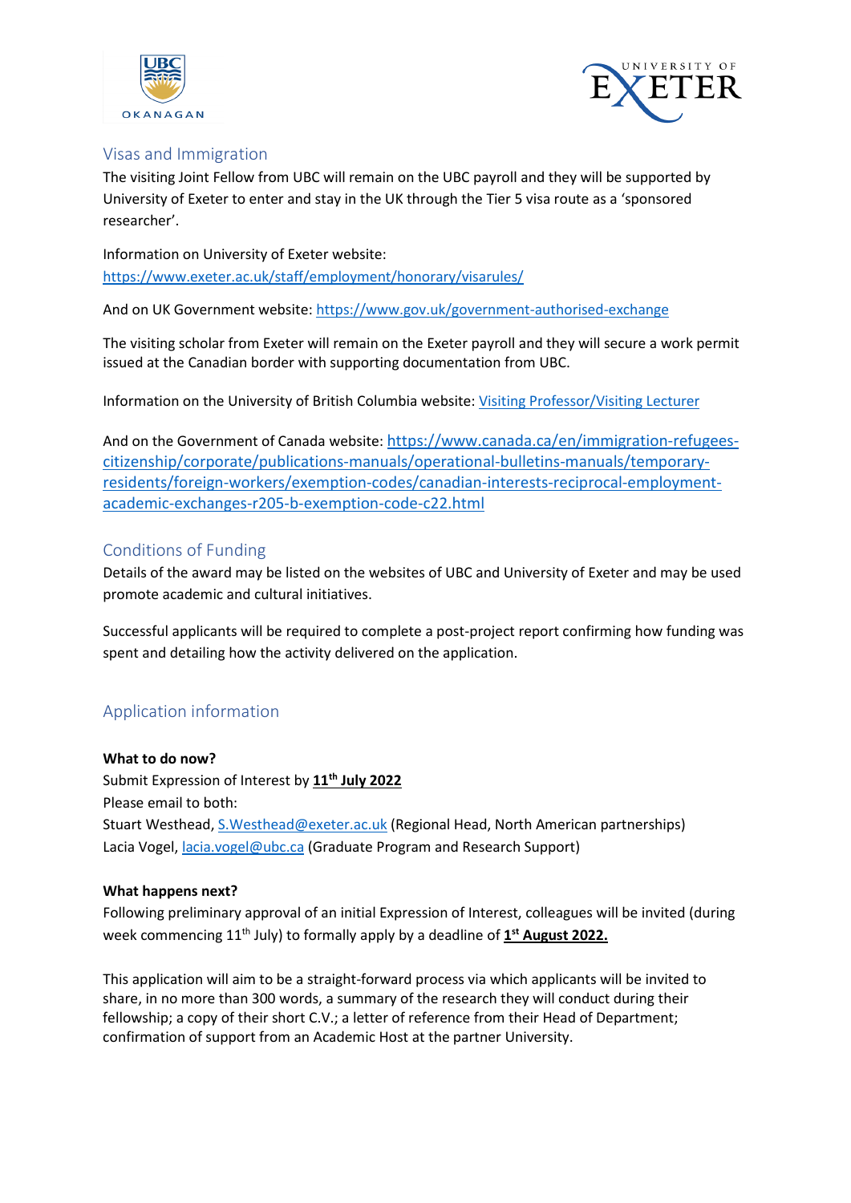## Visas and Immigration

The visiting Joint Fellow from UBC will remain on the UBC payroll and they will be supported by University of Exeter to enter and stay in the UK through the Tier 5 visa route as a 'sponsored researcher'.

Information on University of Exeter website: https://www.exeter.ac.uk/staff/employment/honorary/visarules/

And on UK Government website: https://www.gov.uk/government-authorised-exchange

The visiting scholar from Exeter will remain on the Exeter payroll and they will secure a work permit issued at the Canadian border with supporting documentation from UBC.

Information on the University of British Columbia website: Visiting Professor/Visiting Lecturer

And on the Government of Canada website: https://www.canada.ca/en/immigration-refugees-citizenship/corporate/publications-manuals/operational-bulletins-manuals/temporary-residents/foreign-workers/exemption-codes/canadian-interests-reciprocal-employment-academic-exchanges-r205-b-exemption-code-c22.html

## Conditions of Funding

Details of the award may be listed on the websites of UBC and University of Exeter and may be used promote academic and cultural initiatives.

Successful applicants will be required to complete a post-project report confirming how funding was spent and detailing how the activity delivered on the application.

## Application information

**What to do now?**

Submit Expression of Interest by **11th July 2022**

Please email to both:

Stuart Westhead, S.Westhead@exeter.ac.uk (Regional Head, North American partnerships)

Lacia Vogel, lacia.vogel@ubc.ca (Graduate Program and Research Support)

**What happens next?**

Following preliminary approval of an initial Expression of Interest, colleagues will be invited (during week commencing 11th July) to formally apply by a deadline of **1st August 2022.**

This application will aim to be a straight-forward process via which applicants will be invited to share, in no more than 300 words, a summary of the research they will conduct during their fellowship; a copy of their short C.V.; a letter of reference from their Head of Department; confirmation of support from an Academic Host at the partner University.